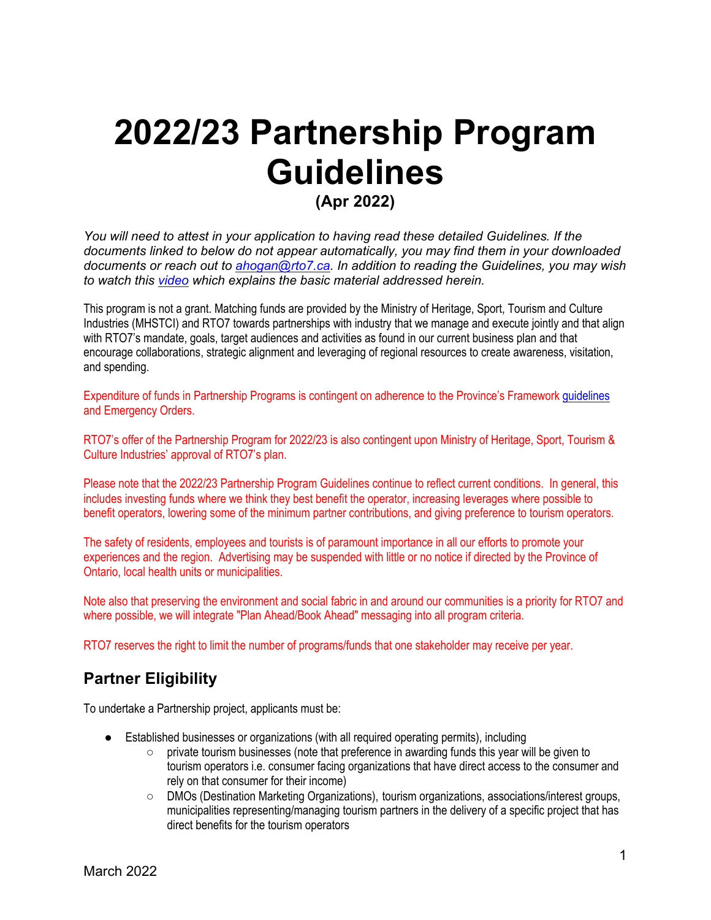# 2022/23 Partnership Program Guidelines

**(Apr 2022)**

*You will need to attest in your application to having read these detailed Guidelines. If the documents linked to below do not appear automatically, you may find them in your downloaded documents or reach out to [ahogan@rto7.ca](mailto:ahogan@rto7.ca). In addition to reading the Guidelines, you may wish to watch this [video](#) which explains the basic material addressed herein.*

This program is not a grant. Matching funds are provided by the Ministry of Heritage, Sport, Tourism and Culture Industries (MHSTCI) and RTO7 towards partnerships with industry that we manage and execute jointly and that align with RTO7's mandate, goals, target audiences and activities as found in our current business plan and that encourage collaborations, strategic alignment and leveraging of regional resources to create awareness, visitation, and spending.

Expenditure of funds in Partnership Programs is contingent on adherence to the Province's Framework [guidelines](#) and Emergency Orders.

RTO7's offer of the Partnership Program for 2022/23 is also contingent upon Ministry of Heritage, Sport, Tourism & Culture Industries' approval of RTO7's plan.

Please note that the 2022/23 Partnership Program Guidelines continue to reflect current conditions. In general, this includes investing funds where we think they best benefit the operator, increasing leverages where possible to benefit operators, lowering some of the minimum partner contributions, and giving preference to tourism operators.

The safety of residents, employees and tourists is of paramount importance in all our efforts to promote your experiences and the region. Advertising may be suspended with little or no notice if directed by the Province of Ontario, local health units or municipalities.

Note also that preserving the environment and social fabric in and around our communities is a priority for RTO7 and where possible, we will integrate "Plan Ahead/Book Ahead" messaging into all program criteria.

RTO7 reserves the right to limit the number of programs/funds that one stakeholder may receive per year.

## Partner Eligibility

To undertake a Partnership project, applicants must be:

- Established businesses or organizations (with all required operating permits), including
  - private tourism businesses (note that preference in awarding funds this year will be given to tourism operators i.e. consumer facing organizations that have direct access to the consumer and rely on that consumer for their income)
  - DMOs (Destination Marketing Organizations), tourism organizations, associations/interest groups, municipalities representing/managing tourism partners in the delivery of a specific project that has direct benefits for the tourism operators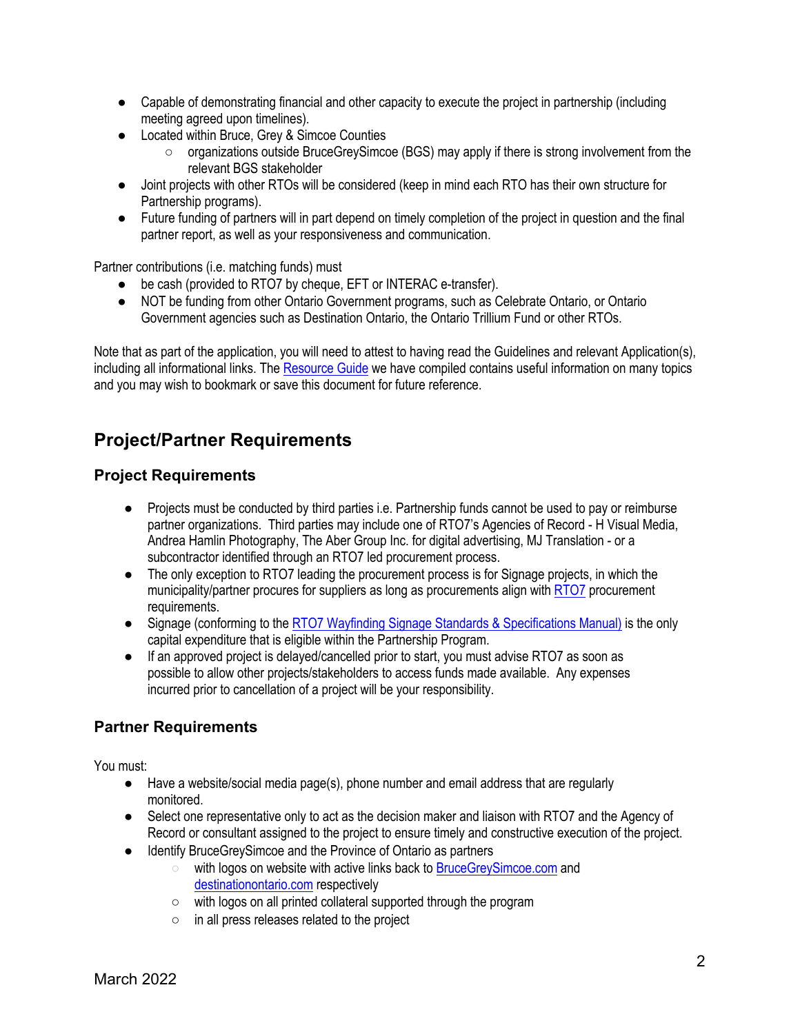- Capable of demonstrating financial and other capacity to execute the project in partnership (including meeting agreed upon timelines).
- Located within Bruce, Grey & Simcoe Counties
  - organizations outside BruceGreySimcoe (BGS) may apply if there is strong involvement from the relevant BGS stakeholder
- Joint projects with other RTOs will be considered (keep in mind each RTO has their own structure for Partnership programs).
- Future funding of partners will in part depend on timely completion of the project in question and the final partner report, as well as your responsiveness and communication.

Partner contributions (i.e. matching funds) must

- be cash (provided to RTO7 by cheque, EFT or INTERAC e-transfer).
- NOT be funding from other Ontario Government programs, such as Celebrate Ontario, or Ontario Government agencies such as Destination Ontario, the Ontario Trillium Fund or other RTOs.

Note that as part of the application, you will need to attest to having read the Guidelines and relevant Application(s), including all informational links. The Resource Guide we have compiled contains useful information on many topics and you may wish to bookmark or save this document for future reference.

## Project/Partner Requirements

### Project Requirements

- Projects must be conducted by third parties i.e. Partnership funds cannot be used to pay or reimburse partner organizations. Third parties may include one of RTO7's Agencies of Record - H Visual Media, Andrea Hamlin Photography, The Aber Group Inc. for digital advertising, MJ Translation - or a subcontractor identified through an RTO7 led procurement process.
- The only exception to RTO7 leading the procurement process is for Signage projects, in which the municipality/partner procures for suppliers as long as procurements align with RTO7 procurement requirements.
- Signage (conforming to the RTO7 Wayfinding Signage Standards & Specifications Manual) is the only capital expenditure that is eligible within the Partnership Program.
- If an approved project is delayed/cancelled prior to start, you must advise RTO7 as soon as possible to allow other projects/stakeholders to access funds made available. Any expenses incurred prior to cancellation of a project will be your responsibility.

### Partner Requirements

You must:

- Have a website/social media page(s), phone number and email address that are regularly monitored.
- Select one representative only to act as the decision maker and liaison with RTO7 and the Agency of Record or consultant assigned to the project to ensure timely and constructive execution of the project.
- Identify BruceGreySimcoe and the Province of Ontario as partners
  - with logos on website with active links back to BruceGreySimcoe.com and destinationontario.com respectively
  - with logos on all printed collateral supported through the program
  - in all press releases related to the project

March 2022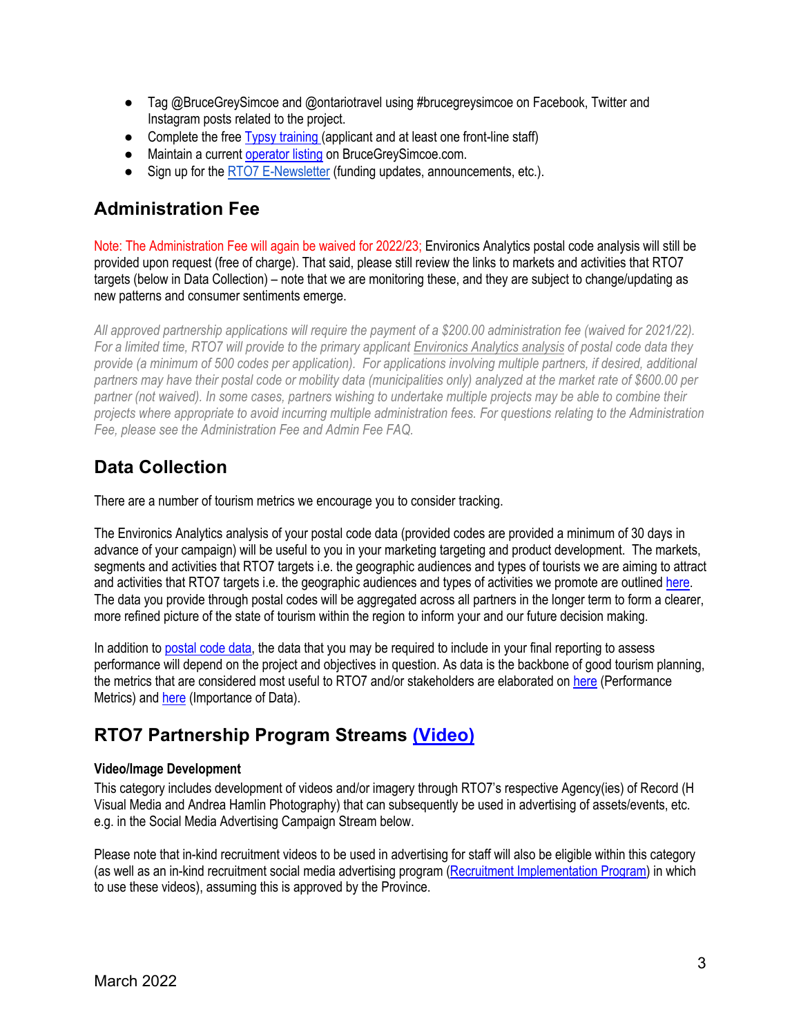- Tag @BruceGreySimcoe and @ontariotravel using #brucegreysimcoe on Facebook, Twitter and Instagram posts related to the project.
- Complete the free Typsy training (applicant and at least one front-line staff)
- Maintain a current operator listing on BruceGreySimcoe.com.
- Sign up for the RTO7 E-Newsletter (funding updates, announcements, etc.).

## Administration Fee

Note: The Administration Fee will again be waived for 2022/23; Environics Analytics postal code analysis will still be provided upon request (free of charge). That said, please still review the links to markets and activities that RTO7 targets (below in Data Collection) – note that we are monitoring these, and they are subject to change/updating as new patterns and consumer sentiments emerge.

*All approved partnership applications will require the payment of a $200.00 administration fee (waived for 2021/22). For a limited time, RTO7 will provide to the primary applicant Environics Analytics analysis of postal code data they provide (a minimum of 500 codes per application). For applications involving multiple partners, if desired, additional partners may have their postal code or mobility data (municipalities only) analyzed at the market rate of $600.00 per partner (not waived). In some cases, partners wishing to undertake multiple projects may be able to combine their projects where appropriate to avoid incurring multiple administration fees. For questions relating to the Administration Fee, please see the Administration Fee and Admin Fee FAQ.*

## Data Collection

There are a number of tourism metrics we encourage you to consider tracking.

The Environics Analytics analysis of your postal code data (provided codes are provided a minimum of 30 days in advance of your campaign) will be useful to you in your marketing targeting and product development. The markets, segments and activities that RTO7 targets i.e. the geographic audiences and types of tourists we are aiming to attract and activities that RTO7 targets i.e. the geographic audiences and types of activities we promote are outlined here. The data you provide through postal codes will be aggregated across all partners in the longer term to form a clearer, more refined picture of the state of tourism within the region to inform your and our future decision making.

In addition to postal code data, the data that you may be required to include in your final reporting to assess performance will depend on the project and objectives in question. As data is the backbone of good tourism planning, the metrics that are considered most useful to RTO7 and/or stakeholders are elaborated on here (Performance Metrics) and here (Importance of Data).

## RTO7 Partnership Program Streams (Video)

**Video/Image Development**

This category includes development of videos and/or imagery through RTO7's respective Agency(ies) of Record (H Visual Media and Andrea Hamlin Photography) that can subsequently be used in advertising of assets/events, etc. e.g. in the Social Media Advertising Campaign Stream below.

Please note that in-kind recruitment videos to be used in advertising for staff will also be eligible within this category (as well as an in-kind recruitment social media advertising program (Recruitment Implementation Program) in which to use these videos), assuming this is approved by the Province.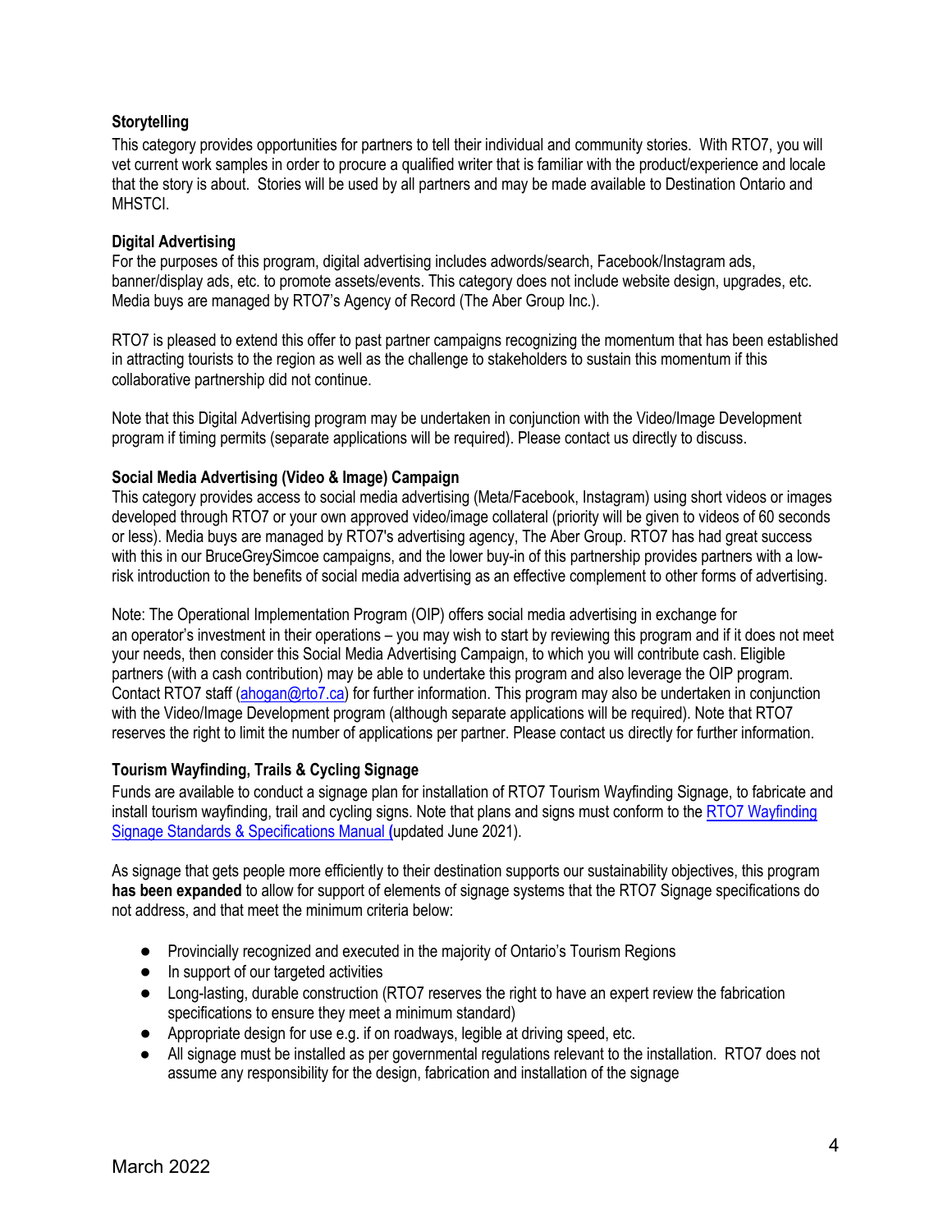**Storytelling**

This category provides opportunities for partners to tell their individual and community stories. With RTO7, you will vet current work samples in order to procure a qualified writer that is familiar with the product/experience and locale that the story is about. Stories will be used by all partners and may be made available to Destination Ontario and MHSTCI.

**Digital Advertising**

For the purposes of this program, digital advertising includes adwords/search, Facebook/Instagram ads, banner/display ads, etc. to promote assets/events. This category does not include website design, upgrades, etc. Media buys are managed by RTO7's Agency of Record (The Aber Group Inc.).

RTO7 is pleased to extend this offer to past partner campaigns recognizing the momentum that has been established in attracting tourists to the region as well as the challenge to stakeholders to sustain this momentum if this collaborative partnership did not continue.

Note that this Digital Advertising program may be undertaken in conjunction with the Video/Image Development program if timing permits (separate applications will be required). Please contact us directly to discuss.

**Social Media Advertising (Video & Image) Campaign**

This category provides access to social media advertising (Meta/Facebook, Instagram) using short videos or images developed through RTO7 or your own approved video/image collateral (priority will be given to videos of 60 seconds or less). Media buys are managed by RTO7's advertising agency, The Aber Group. RTO7 has had great success with this in our BruceGreySimcoe campaigns, and the lower buy-in of this partnership provides partners with a low-risk introduction to the benefits of social media advertising as an effective complement to other forms of advertising.

Note: The Operational Implementation Program (OIP) offers social media advertising in exchange for an operator's investment in their operations – you may wish to start by reviewing this program and if it does not meet your needs, then consider this Social Media Advertising Campaign, to which you will contribute cash. Eligible partners (with a cash contribution) may be able to undertake this program and also leverage the OIP program. Contact RTO7 staff (ahogan@rto7.ca) for further information. This program may also be undertaken in conjunction with the Video/Image Development program (although separate applications will be required). Note that RTO7 reserves the right to limit the number of applications per partner. Please contact us directly for further information.

**Tourism Wayfinding, Trails & Cycling Signage**

Funds are available to conduct a signage plan for installation of RTO7 Tourism Wayfinding Signage, to fabricate and install tourism wayfinding, trail and cycling signs. Note that plans and signs must conform to the RTO7 Wayfinding Signage Standards & Specifications Manual (updated June 2021).

As signage that gets people more efficiently to their destination supports our sustainability objectives, this program **has been expanded** to allow for support of elements of signage systems that the RTO7 Signage specifications do not address, and that meet the minimum criteria below:

- Provincially recognized and executed in the majority of Ontario's Tourism Regions
- In support of our targeted activities
- Long-lasting, durable construction (RTO7 reserves the right to have an expert review the fabrication specifications to ensure they meet a minimum standard)
- Appropriate design for use e.g. if on roadways, legible at driving speed, etc.
- All signage must be installed as per governmental regulations relevant to the installation. RTO7 does not assume any responsibility for the design, fabrication and installation of the signage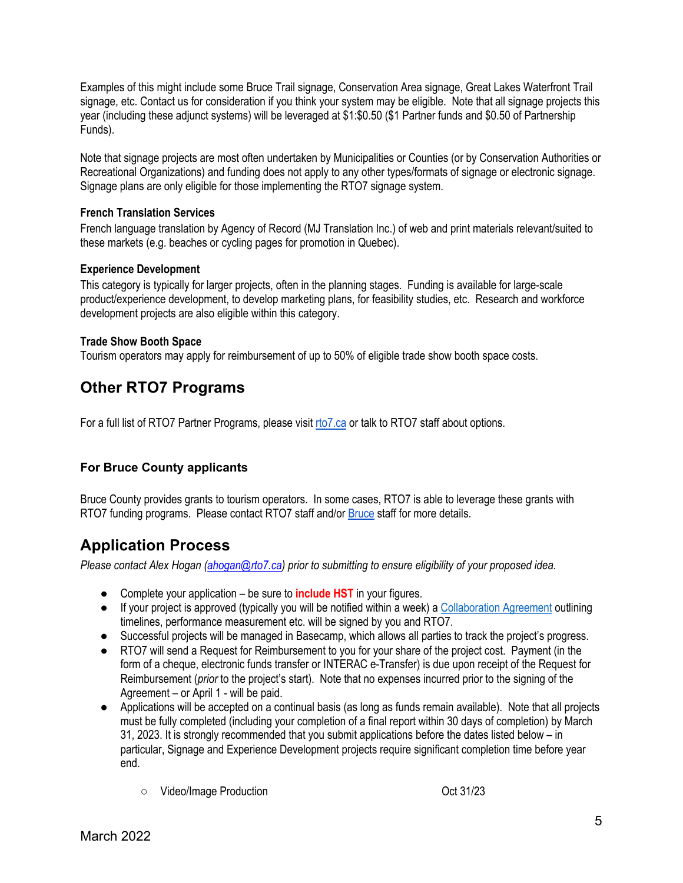Examples of this might include some Bruce Trail signage, Conservation Area signage, Great Lakes Waterfront Trail signage, etc. Contact us for consideration if you think your system may be eligible. Note that all signage projects this year (including these adjunct systems) will be leveraged at $1:$0.50 ($1 Partner funds and $0.50 of Partnership Funds).

Note that signage projects are most often undertaken by Municipalities or Counties (or by Conservation Authorities or Recreational Organizations) and funding does not apply to any other types/formats of signage or electronic signage. Signage plans are only eligible for those implementing the RTO7 signage system.

**French Translation Services**
French language translation by Agency of Record (MJ Translation Inc.) of web and print materials relevant/suited to these markets (e.g. beaches or cycling pages for promotion in Quebec).

**Experience Development**
This category is typically for larger projects, often in the planning stages. Funding is available for large-scale product/experience development, to develop marketing plans, for feasibility studies, etc. Research and workforce development projects are also eligible within this category.

**Trade Show Booth Space**
Tourism operators may apply for reimbursement of up to 50% of eligible trade show booth space costs.

## Other RTO7 Programs

For a full list of RTO7 Partner Programs, please visit [rto7.ca](rto7.ca) or talk to RTO7 staff about options.

### For Bruce County applicants

Bruce County provides grants to tourism operators. In some cases, RTO7 is able to leverage these grants with RTO7 funding programs. Please contact RTO7 staff and/or Bruce staff for more details.

## Application Process

*Please contact Alex Hogan (ahogan@rto7.ca) prior to submitting to ensure eligibility of your proposed idea.*

- Complete your application – be sure to **include HST** in your figures.
- If your project is approved (typically you will be notified within a week) a Collaboration Agreement outlining timelines, performance measurement etc. will be signed by you and RTO7.
- Successful projects will be managed in Basecamp, which allows all parties to track the project's progress.
- RTO7 will send a Request for Reimbursement to you for your share of the project cost. Payment (in the form of a cheque, electronic funds transfer or INTERAC e-Transfer) is due upon receipt of the Request for Reimbursement (*prior* to the project's start). Note that no expenses incurred prior to the signing of the Agreement – or April 1 - will be paid.
- Applications will be accepted on a continual basis (as long as funds remain available). Note that all projects must be fully completed (including your completion of a final report within 30 days of completion) by March 31, 2023. It is strongly recommended that you submit applications before the dates listed below – in particular, Signage and Experience Development projects require significant completion time before year end.
    - Video/Image Production Oct 31/23

March 2022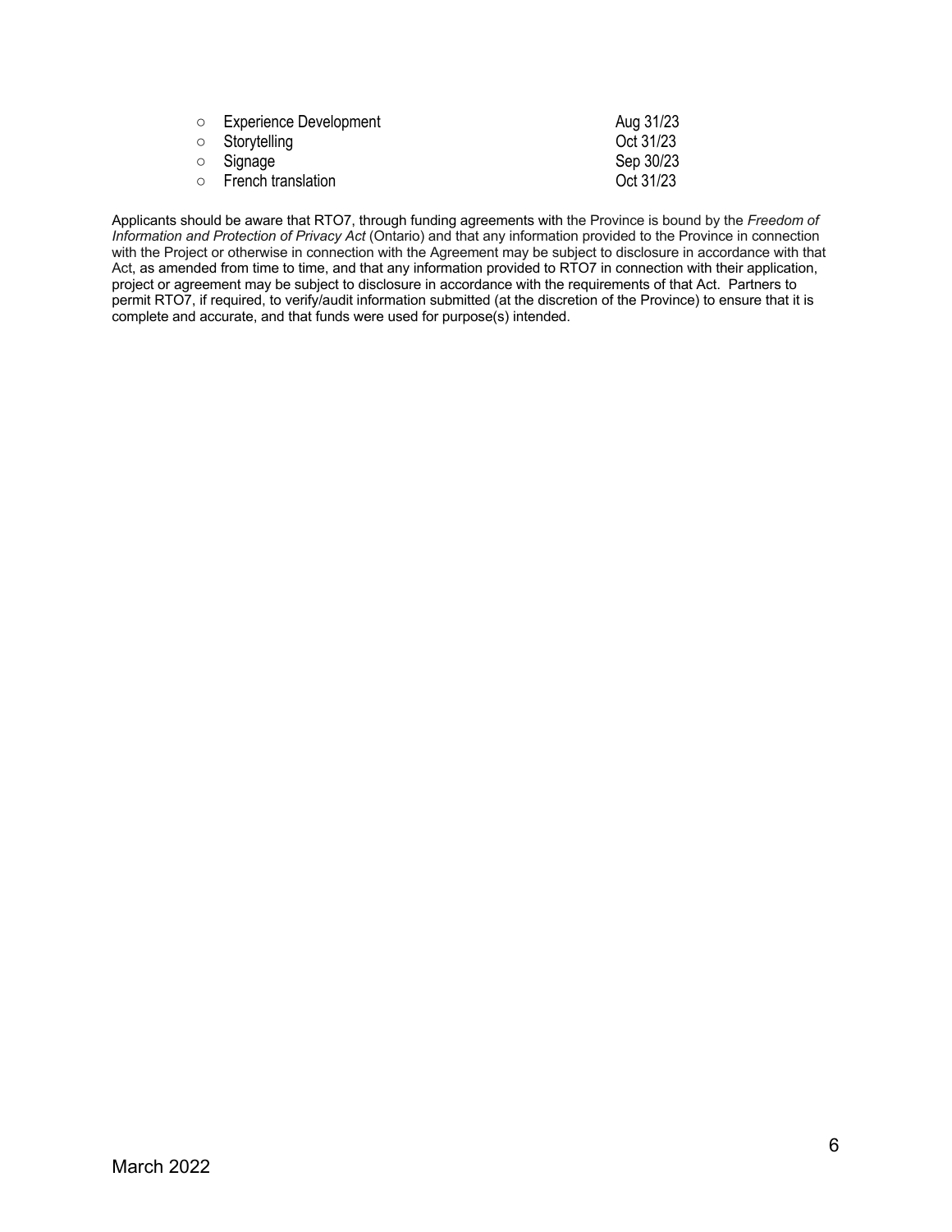- Experience Development Aug 31/23
- Storytelling Oct 31/23
- Signage Sep 30/23
- French translation Oct 31/23

Applicants should be aware that RTO7, through funding agreements with the Province is bound by the *Freedom of Information and Protection of Privacy Act* (Ontario) and that any information provided to the Province in connection with the Project or otherwise in connection with the Agreement may be subject to disclosure in accordance with that Act, as amended from time to time, and that any information provided to RTO7 in connection with their application, project or agreement may be subject to disclosure in accordance with the requirements of that Act. Partners to permit RTO7, if required, to verify/audit information submitted (at the discretion of the Province) to ensure that it is complete and accurate, and that funds were used for purpose(s) intended.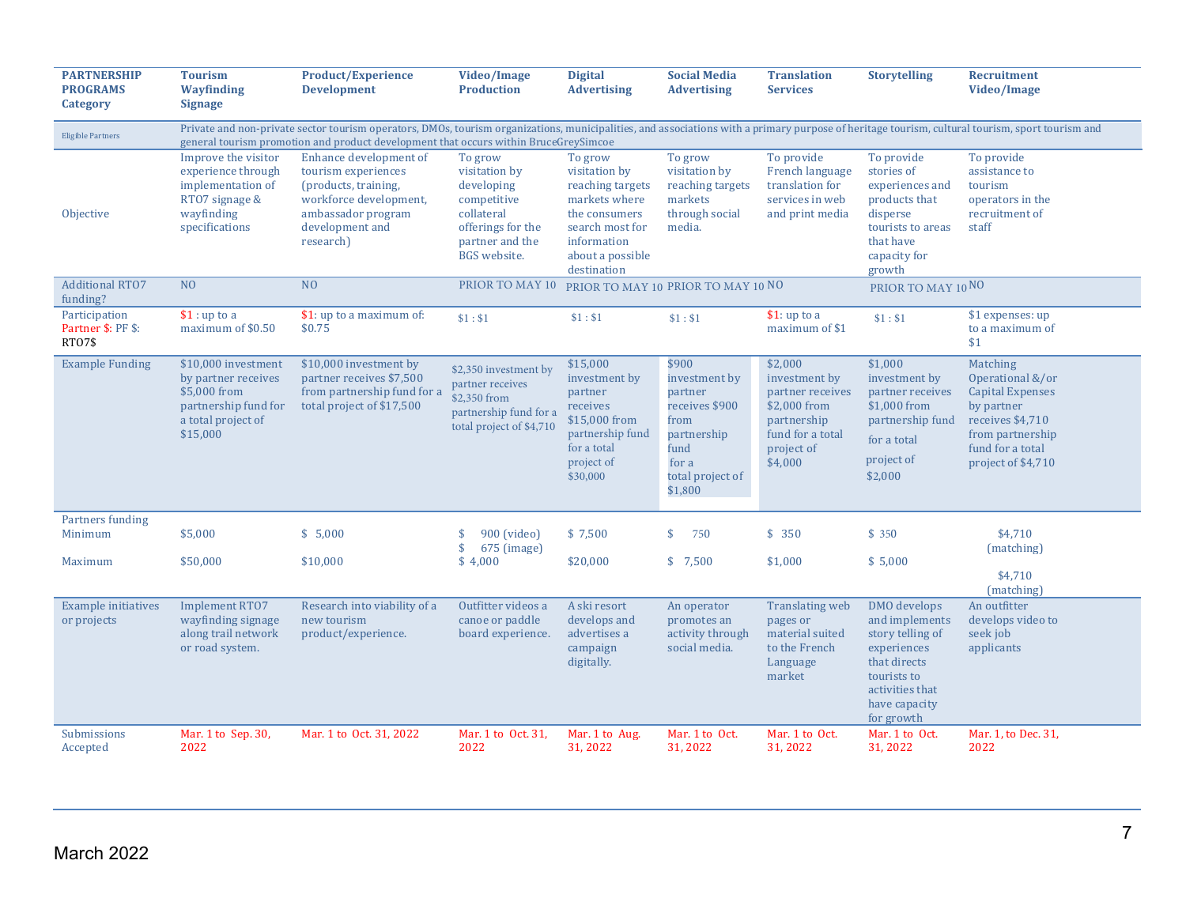| PARTNERSHIP PROGRAMS Category | Tourism Wayfinding Signage | Product/Experience Development | Video/Image Production | Digital Advertising | Social Media Advertising | Translation Services | Storytelling | Recruitment Video/Image |
|---|---|---|---|---|---|---|---|---|
| Eligible Partners | Private and non-private sector tourism operators, DMOs, tourism organizations, municipalities, and associations with a primary purpose of heritage tourism, cultural tourism, sport tourism and general tourism promotion and product development that occurs within BruceGreySimcoe | | | | | | | |
| Objective | Improve the visitor experience through implementation of RTO7 signage & wayfinding specifications | Enhance development of tourism experiences (products, training, workforce development, ambassador program development and research) | To grow visitation by developing competitive collateral offerings for the partner and the BGS website. | To grow visitation by reaching targets markets where the consumers search most for information about a possible destination | To grow visitation by reaching targets markets through social media. | To provide French language translation for services in web and print media | To provide stories of experiences and products that disperse tourists to areas that have capacity for growth | To provide assistance to tourism operators in the recruitment of staff |
| Additional RTO7 funding? | NO | NO | PRIOR TO MAY 10 | PRIOR TO MAY 10 | PRIOR TO MAY 10 | NO | PRIOR TO MAY 10 | NO |
| Participation Partner $: PF $: RTO7$ | $1 : up to a maximum of $0.50 | $1: up to a maximum of: $0.75 | $1 : $1 | $1 : $1 | $1 : $1 | $1: up to a maximum of $1 | $1 : $1 | $1 expenses: up to a maximum of $1 |
| Example Funding | $10,000 investment by partner receives $5,000 from partnership fund for a total project of $15,000 | $10,000 investment by partner receives $7,500 from partnership fund for a total project of $17,500 | $2,350 investment by partner receives $2,350 from partnership fund for a total project of $4,710 | $15,000 investment by partner receives $15,000 from partnership fund for a total project of $30,000 | $900 investment by partner receives $900 from partnership fund for a total project of $1,800 | $2,000 investment by partner receives $2,000 from partnership fund for a total project of $4,000 | $1,000 investment by partner receives $1,000 from partnership fund for a total project of $2,000 | Matching Operational &/or Capital Expenses by partner receives $4,710 from partnership fund for a total project of $4,710 |
| Partners funding Minimum | $5,000 | $ 5,000 | $ 900 (video) $ 675 (image) | $ 7,500 | $ 750 | $ 350 | $ 350 | $4,710 (matching) |
| Maximum | $50,000 | $10,000 | $ 4,000 | $20,000 | $ 7,500 | $1,000 | $ 5,000 | $4,710 (matching) |
| Example initiatives or projects | Implement RTO7 wayfinding signage along trail network or road system. | Research into viability of a new tourism product/experience. | Outfitter videos a canoe or paddle board experience. | A ski resort develops and advertises a campaign digitally. | An operator promotes an activity through social media. | Translating web pages or material suited to the French Language market | DMO develops and implements story telling of experiences that directs tourists to activities that have capacity for growth | An outfitter develops video to seek job applicants |
| Submissions Accepted | Mar. 1 to Sep. 30, 2022 | Mar. 1 to Oct. 31, 2022 | Mar. 1 to Oct. 31, 2022 | Mar. 1 to Aug. 31, 2022 | Mar. 1 to Oct. 31, 2022 | Mar. 1 to Oct. 31, 2022 | Mar. 1 to Oct. 31, 2022 | Mar. 1, to Dec. 31, 2022 |

March 2022